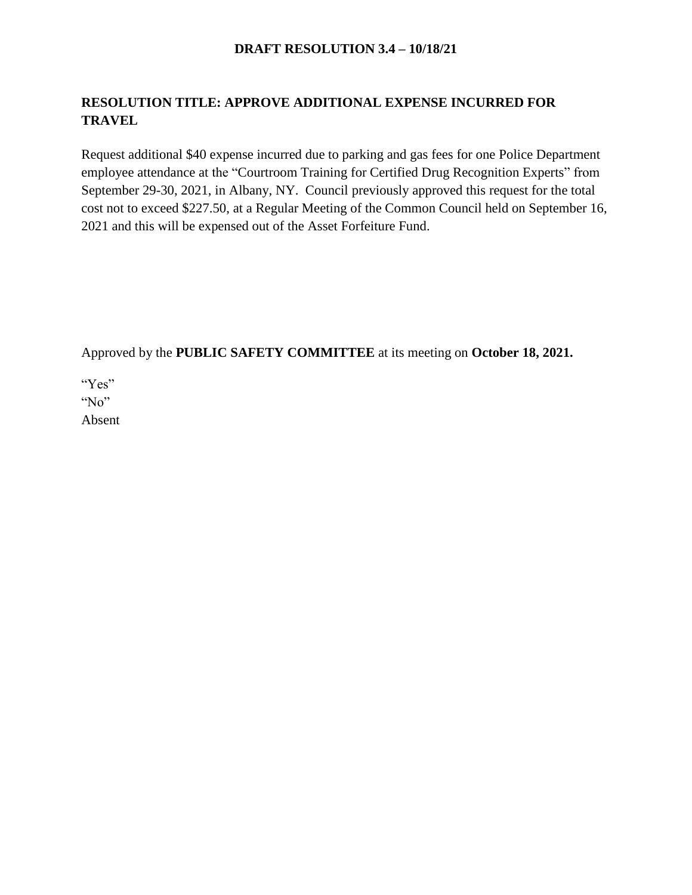**DRAFT RESOLUTION 3.4 – 10/18/21**

**RESOLUTION TITLE: APPROVE ADDITIONAL EXPENSE INCURRED FOR TRAVEL**

Request additional $40 expense incurred due to parking and gas fees for one Police Department employee attendance at the "Courtroom Training for Certified Drug Recognition Experts" from September 29-30, 2021, in Albany, NY. Council previously approved this request for the total cost not to exceed $227.50, at a Regular Meeting of the Common Council held on September 16, 2021 and this will be expensed out of the Asset Forfeiture Fund.

Approved by the **PUBLIC SAFETY COMMITTEE** at its meeting on **October 18, 2021.**

"Yes"
"No"
Absent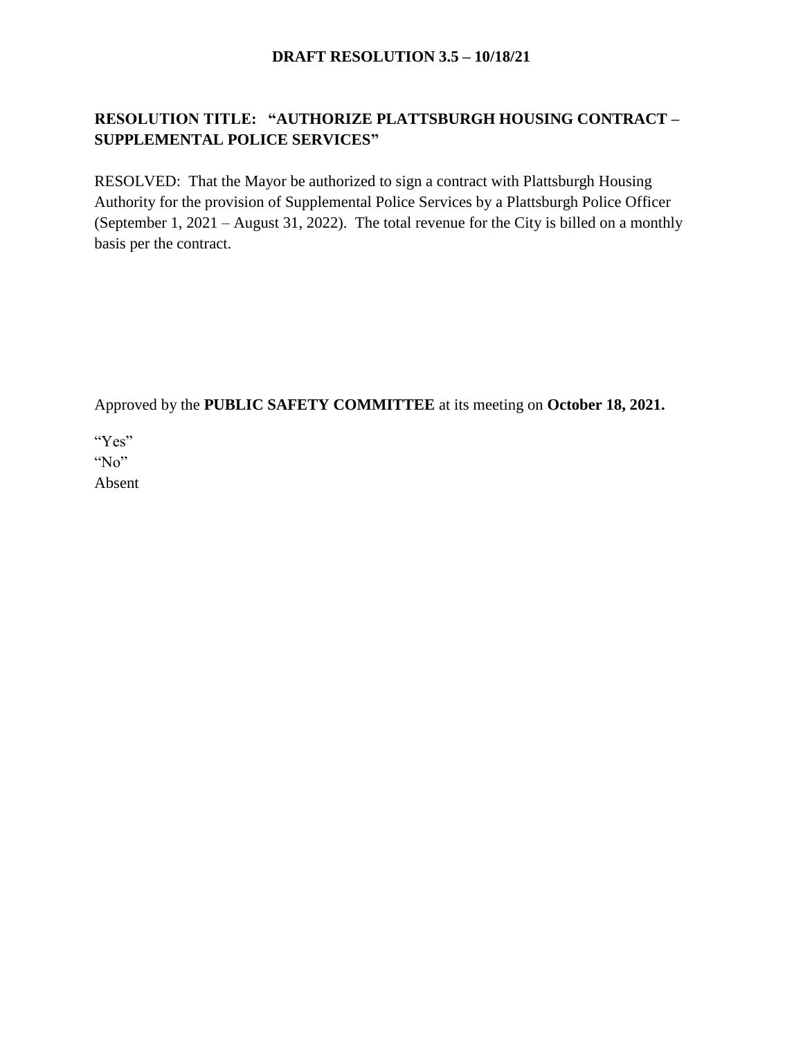**DRAFT RESOLUTION 3.5 – 10/18/21**

**RESOLUTION TITLE: "AUTHORIZE PLATTSBURGH HOUSING CONTRACT – SUPPLEMENTAL POLICE SERVICES"**

RESOLVED: That the Mayor be authorized to sign a contract with Plattsburgh Housing Authority for the provision of Supplemental Police Services by a Plattsburgh Police Officer (September 1, 2021 – August 31, 2022). The total revenue for the City is billed on a monthly basis per the contract.

Approved by the **PUBLIC SAFETY COMMITTEE** at its meeting on **October 18, 2021.**

"Yes"
"No"
Absent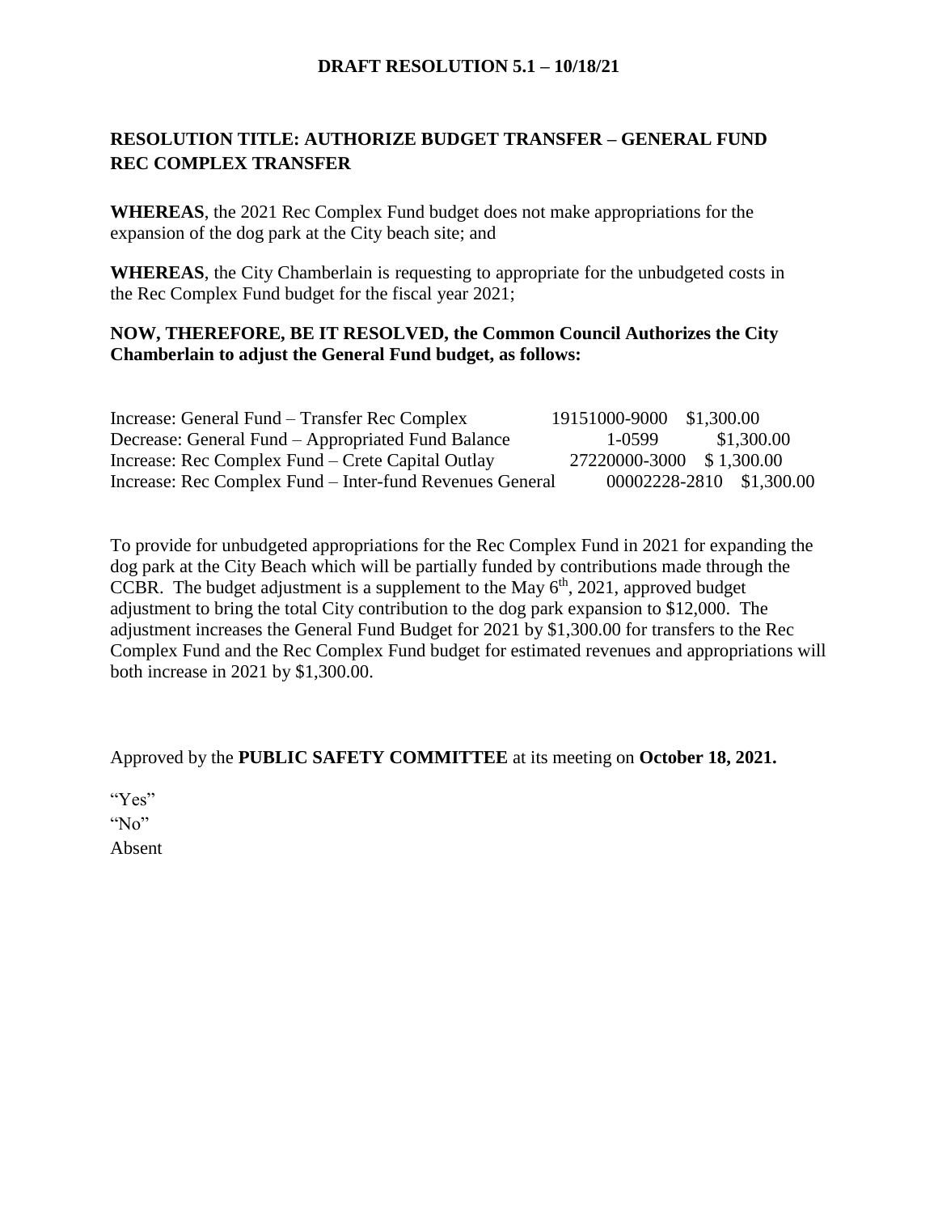**DRAFT RESOLUTION 5.1 – 10/18/21**

**RESOLUTION TITLE: AUTHORIZE BUDGET TRANSFER – GENERAL FUND REC COMPLEX TRANSFER**

**WHEREAS**, the 2021 Rec Complex Fund budget does not make appropriations for the expansion of the dog park at the City beach site; and

**WHEREAS**, the City Chamberlain is requesting to appropriate for the unbudgeted costs in the Rec Complex Fund budget for the fiscal year 2021;

**NOW, THEREFORE, BE IT RESOLVED, the Common Council Authorizes the City Chamberlain to adjust the General Fund budget, as follows:**

| | | |
|---|---|---|
| Increase: General Fund – Transfer Rec Complex | 19151000-9000 | $1,300.00 |
| Decrease: General Fund – Appropriated Fund Balance | 1-0599 | $1,300.00 |
| Increase: Rec Complex Fund – Crete Capital Outlay | 27220000-3000 | $ 1,300.00 |
| Increase: Rec Complex Fund – Inter-fund Revenues General | 00002228-2810 | $1,300.00 |

To provide for unbudgeted appropriations for the Rec Complex Fund in 2021 for expanding the dog park at the City Beach which will be partially funded by contributions made through the CCBR. The budget adjustment is a supplement to the May 6th, 2021, approved budget adjustment to bring the total City contribution to the dog park expansion to $12,000. The adjustment increases the General Fund Budget for 2021 by $1,300.00 for transfers to the Rec Complex Fund and the Rec Complex Fund budget for estimated revenues and appropriations will both increase in 2021 by $1,300.00.

Approved by the **PUBLIC SAFETY COMMITTEE** at its meeting on **October 18, 2021.**

"Yes"
"No"
Absent